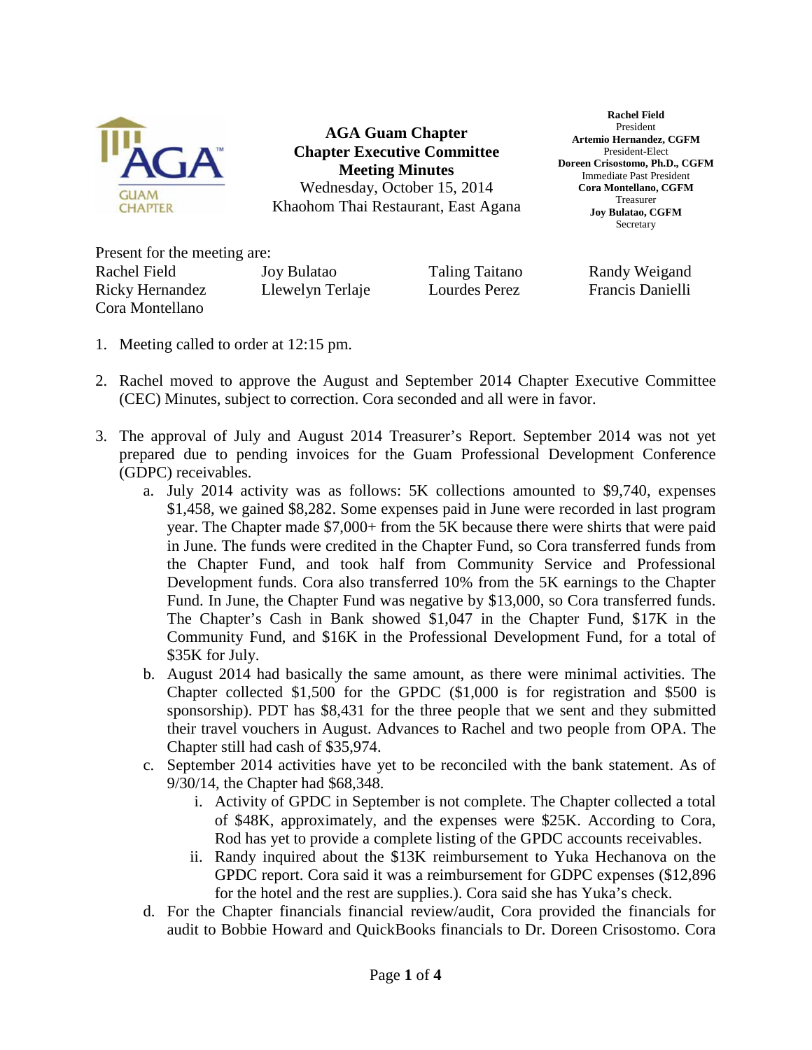# AGA Guam Chapter
## Chapter Executive Committee
## Meeting Minutes

Wednesday, October 15, 2014
Khaohom Thai Restaurant, East Agana

**Rachel Field**
President
**Artemio Hernandez, CGFM**
President-Elect
**Doreen Crisostomo, Ph.D., CGFM**
Immediate Past President
**Cora Montellano, CGFM**
Treasurer
**Joy Bulatao, CGFM**
Secretary

Present for the meeting are:

| | | | |
|---|---|---|---|
| Rachel Field | Joy Bulatao | Taling Taitano | Randy Weigand |
| Ricky Hernandez | Llewelyn Terlaje | Lourdes Perez | Francis Danielli |
| Cora Montellano | | | |

1. Meeting called to order at 12:15 pm.

2. Rachel moved to approve the August and September 2014 Chapter Executive Committee (CEC) Minutes, subject to correction. Cora seconded and all were in favor.

3. The approval of July and August 2014 Treasurer's Report. September 2014 was not yet prepared due to pending invoices for the Guam Professional Development Conference (GDPC) receivables.
   a. July 2014 activity was as follows: 5K collections amounted to $9,740, expenses $1,458, we gained $8,282. Some expenses paid in June were recorded in last program year. The Chapter made $7,000+ from the 5K because there were shirts that were paid in June. The funds were credited in the Chapter Fund, so Cora transferred funds from the Chapter Fund, and took half from Community Service and Professional Development funds. Cora also transferred 10% from the 5K earnings to the Chapter Fund. In June, the Chapter Fund was negative by $13,000, so Cora transferred funds. The Chapter's Cash in Bank showed $1,047 in the Chapter Fund, $17K in the Community Fund, and $16K in the Professional Development Fund, for a total of $35K for July.
   b. August 2014 had basically the same amount, as there were minimal activities. The Chapter collected $1,500 for the GPDC ($1,000 is for registration and $500 is sponsorship). PDT has $8,431 for the three people that we sent and they submitted their travel vouchers in August. Advances to Rachel and two people from OPA. The Chapter still had cash of $35,974.
   c. September 2014 activities have yet to be reconciled with the bank statement. As of 9/30/14, the Chapter had $68,348.
      i. Activity of GPDC in September is not complete. The Chapter collected a total of $48K, approximately, and the expenses were $25K. According to Cora, Rod has yet to provide a complete listing of the GPDC accounts receivables.
      ii. Randy inquired about the $13K reimbursement to Yuka Hechanova on the GPDC report. Cora said it was a reimbursement for GDPC expenses ($12,896 for the hotel and the rest are supplies.). Cora said she has Yuka's check.
   d. For the Chapter financials financial review/audit, Cora provided the financials for audit to Bobbie Howard and QuickBooks financials to Dr. Doreen Crisostomo. Cora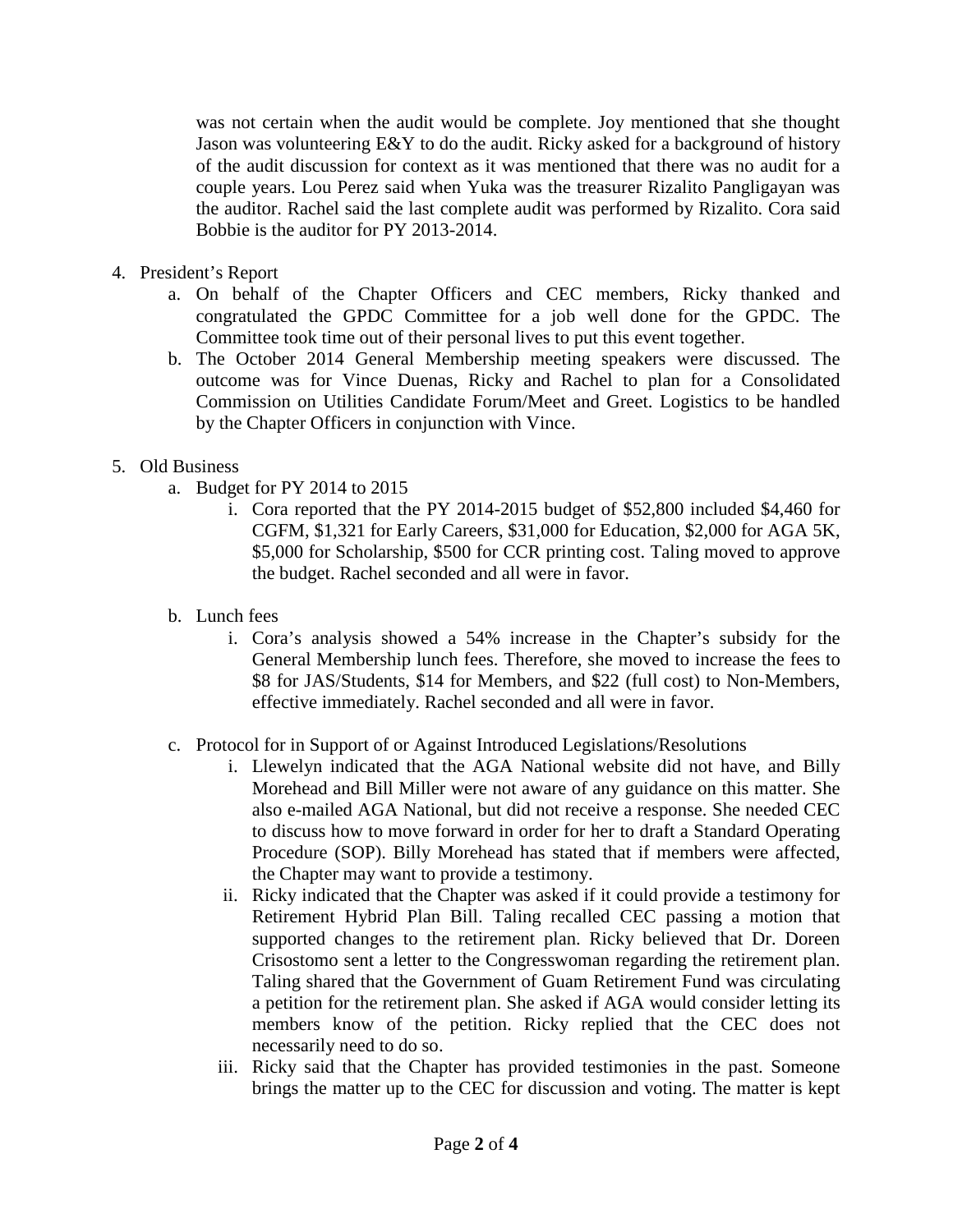was not certain when the audit would be complete. Joy mentioned that she thought Jason was volunteering E&Y to do the audit. Ricky asked for a background of history of the audit discussion for context as it was mentioned that there was no audit for a couple years. Lou Perez said when Yuka was the treasurer Rizalito Pangligayan was the auditor. Rachel said the last complete audit was performed by Rizalito. Cora said Bobbie is the auditor for PY 2013-2014.

4. President's Report
   a. On behalf of the Chapter Officers and CEC members, Ricky thanked and congratulated the GPDC Committee for a job well done for the GPDC. The Committee took time out of their personal lives to put this event together.
   b. The October 2014 General Membership meeting speakers were discussed. The outcome was for Vince Duenas, Ricky and Rachel to plan for a Consolidated Commission on Utilities Candidate Forum/Meet and Greet. Logistics to be handled by the Chapter Officers in conjunction with Vince.

5. Old Business
   a. Budget for PY 2014 to 2015
      i. Cora reported that the PY 2014-2015 budget of $52,800 included $4,460 for CGFM, $1,321 for Early Careers, $31,000 for Education, $2,000 for AGA 5K, $5,000 for Scholarship, $500 for CCR printing cost. Taling moved to approve the budget. Rachel seconded and all were in favor.
   b. Lunch fees
      i. Cora's analysis showed a 54% increase in the Chapter's subsidy for the General Membership lunch fees. Therefore, she moved to increase the fees to $8 for JAS/Students, $14 for Members, and $22 (full cost) to Non-Members, effective immediately. Rachel seconded and all were in favor.
   c. Protocol for in Support of or Against Introduced Legislations/Resolutions
      i. Llewelyn indicated that the AGA National website did not have, and Billy Morehead and Bill Miller were not aware of any guidance on this matter. She also e-mailed AGA National, but did not receive a response. She needed CEC to discuss how to move forward in order for her to draft a Standard Operating Procedure (SOP). Billy Morehead has stated that if members were affected, the Chapter may want to provide a testimony.
      ii. Ricky indicated that the Chapter was asked if it could provide a testimony for Retirement Hybrid Plan Bill. Taling recalled CEC passing a motion that supported changes to the retirement plan. Ricky believed that Dr. Doreen Crisostomo sent a letter to the Congresswoman regarding the retirement plan. Taling shared that the Government of Guam Retirement Fund was circulating a petition for the retirement plan. She asked if AGA would consider letting its members know of the petition. Ricky replied that the CEC does not necessarily need to do so.
      iii. Ricky said that the Chapter has provided testimonies in the past. Someone brings the matter up to the CEC for discussion and voting. The matter is kept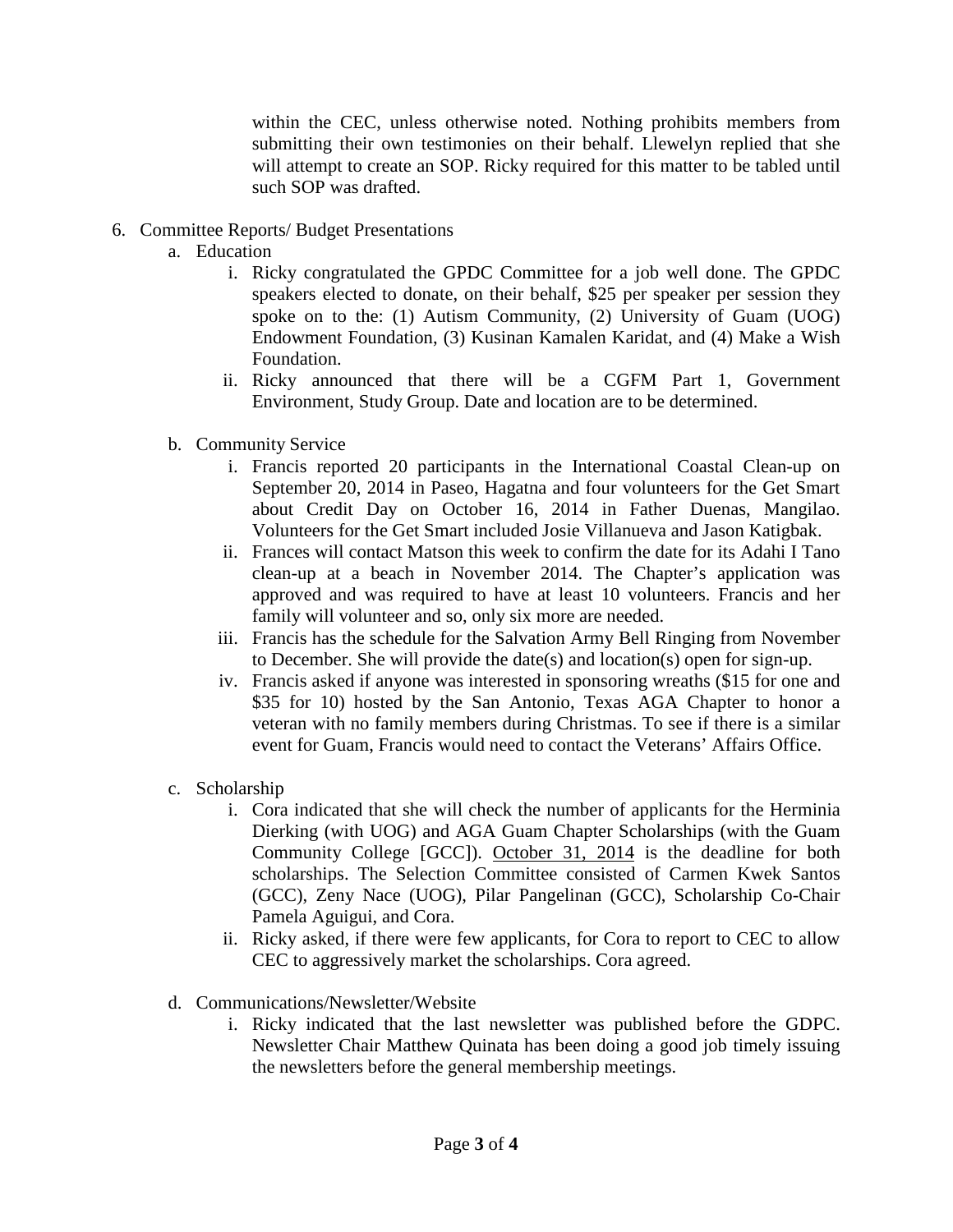within the CEC, unless otherwise noted. Nothing prohibits members from submitting their own testimonies on their behalf. Llewelyn replied that she will attempt to create an SOP. Ricky required for this matter to be tabled until such SOP was drafted.

6. Committee Reports/ Budget Presentations
   a. Education
      i. Ricky congratulated the GPDC Committee for a job well done. The GPDC speakers elected to donate, on their behalf, $25 per speaker per session they spoke on to the: (1) Autism Community, (2) University of Guam (UOG) Endowment Foundation, (3) Kusinan Kamalen Karidat, and (4) Make a Wish Foundation.
      ii. Ricky announced that there will be a CGFM Part 1, Government Environment, Study Group. Date and location are to be determined.

   b. Community Service
      i. Francis reported 20 participants in the International Coastal Clean-up on September 20, 2014 in Paseo, Hagatna and four volunteers for the Get Smart about Credit Day on October 16, 2014 in Father Duenas, Mangilao. Volunteers for the Get Smart included Josie Villanueva and Jason Katigbak.
      ii. Frances will contact Matson this week to confirm the date for its Adahi I Tano clean-up at a beach in November 2014. The Chapter's application was approved and was required to have at least 10 volunteers. Francis and her family will volunteer and so, only six more are needed.
      iii. Francis has the schedule for the Salvation Army Bell Ringing from November to December. She will provide the date(s) and location(s) open for sign-up.
      iv. Francis asked if anyone was interested in sponsoring wreaths ($15 for one and $35 for 10) hosted by the San Antonio, Texas AGA Chapter to honor a veteran with no family members during Christmas. To see if there is a similar event for Guam, Francis would need to contact the Veterans' Affairs Office.

   c. Scholarship
      i. Cora indicated that she will check the number of applicants for the Herminia Dierking (with UOG) and AGA Guam Chapter Scholarships (with the Guam Community College [GCC]). <u>October 31, 2014</u> is the deadline for both scholarships. The Selection Committee consisted of Carmen Kwek Santos (GCC), Zeny Nace (UOG), Pilar Pangelinan (GCC), Scholarship Co-Chair Pamela Aguigui, and Cora.
      ii. Ricky asked, if there were few applicants, for Cora to report to CEC to allow CEC to aggressively market the scholarships. Cora agreed.

   d. Communications/Newsletter/Website
      i. Ricky indicated that the last newsletter was published before the GDPC. Newsletter Chair Matthew Quinata has been doing a good job timely issuing the newsletters before the general membership meetings.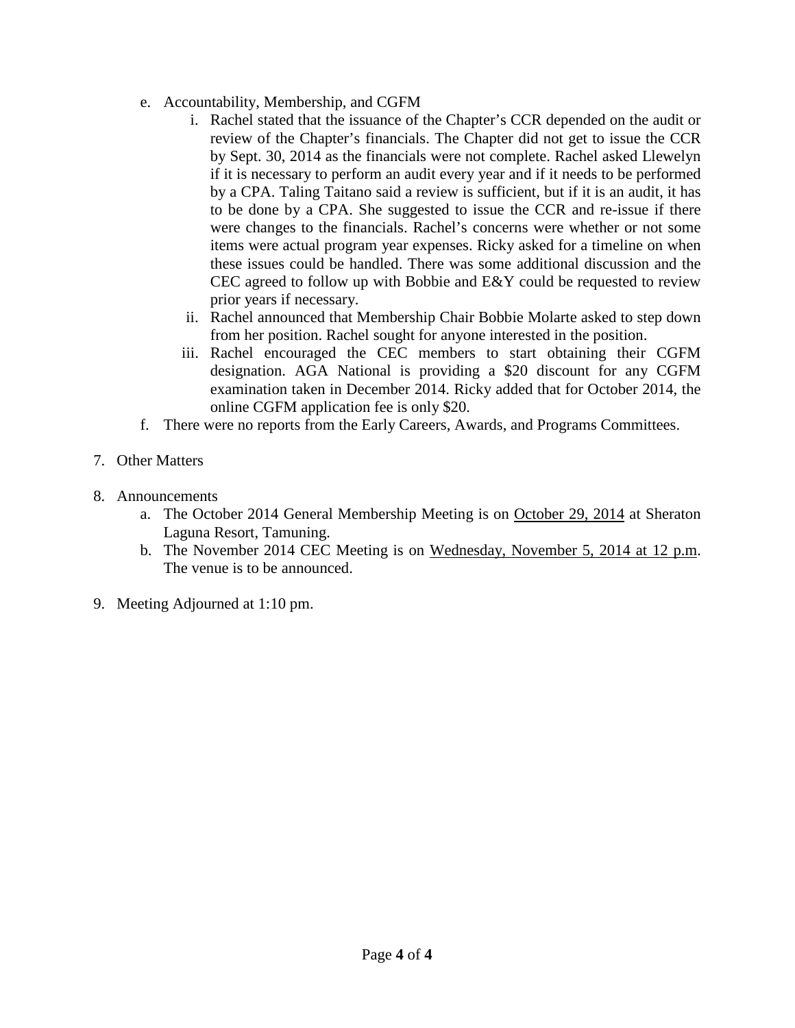e. Accountability, Membership, and CGFM
    i. Rachel stated that the issuance of the Chapter's CCR depended on the audit or review of the Chapter's financials. The Chapter did not get to issue the CCR by Sept. 30, 2014 as the financials were not complete. Rachel asked Llewelyn if it is necessary to perform an audit every year and if it needs to be performed by a CPA. Taling Taitano said a review is sufficient, but if it is an audit, it has to be done by a CPA. She suggested to issue the CCR and re-issue if there were changes to the financials. Rachel's concerns were whether or not some items were actual program year expenses. Ricky asked for a timeline on when these issues could be handled. There was some additional discussion and the CEC agreed to follow up with Bobbie and E&Y could be requested to review prior years if necessary.
    ii. Rachel announced that Membership Chair Bobbie Molarte asked to step down from her position. Rachel sought for anyone interested in the position.
    iii. Rachel encouraged the CEC members to start obtaining their CGFM designation. AGA National is providing a $20 discount for any CGFM examination taken in December 2014. Ricky added that for October 2014, the online CGFM application fee is only $20.

f. There were no reports from the Early Careers, Awards, and Programs Committees.

7. Other Matters

8. Announcements
    a. The October 2014 General Membership Meeting is on <u>October 29, 2014</u> at Sheraton Laguna Resort, Tamuning.
    b. The November 2014 CEC Meeting is on <u>Wednesday, November 5, 2014 at 12 p.m</u>. The venue is to be announced.

9. Meeting Adjourned at 1:10 pm.